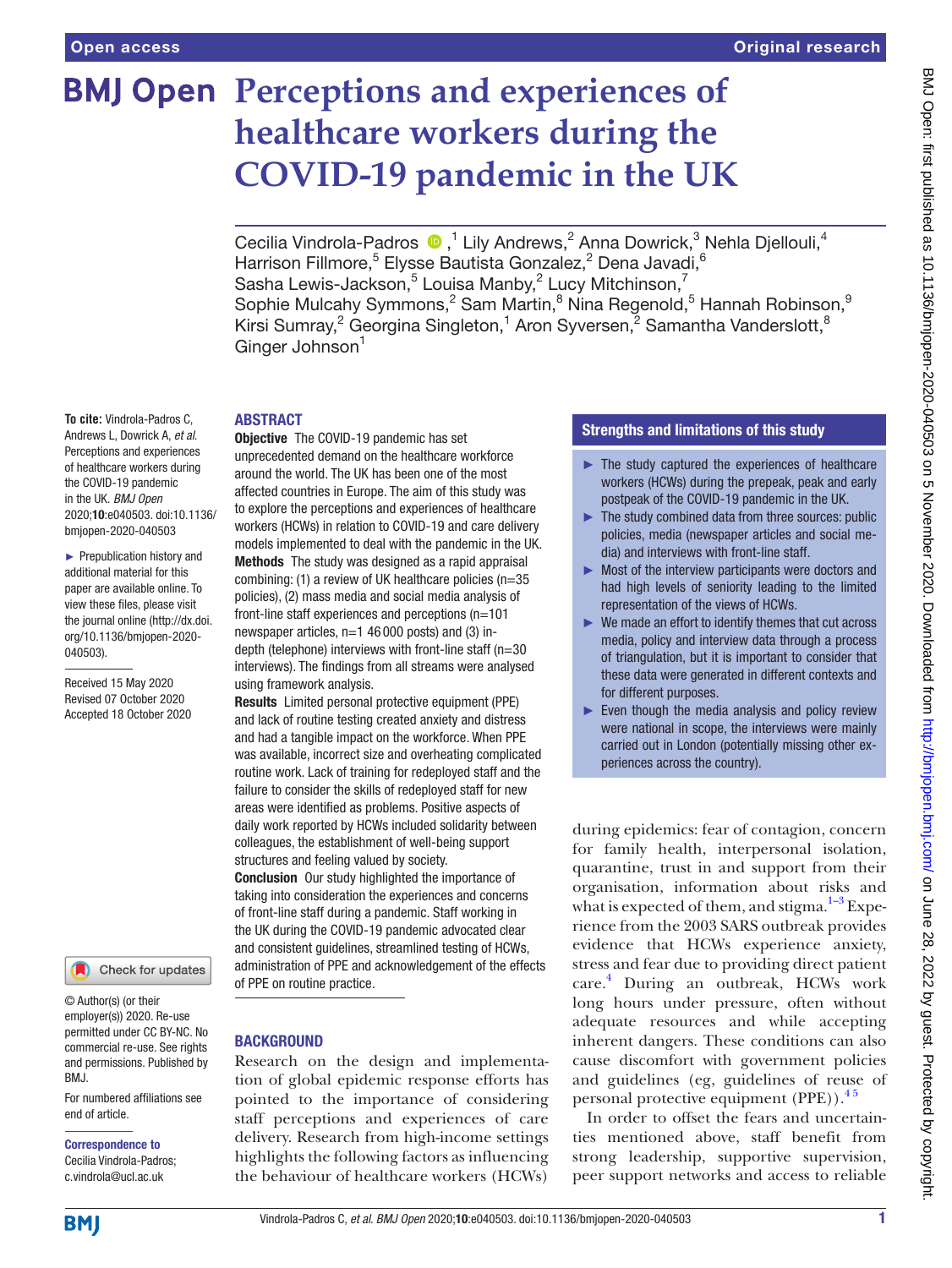# Perceptions and experiences of healthcare workers during the COVID-19 pandemic in the UK

Cecilia Vindrola-Padros ,[1] Lily Andrews,[2] Anna Dowrick,[3] Nehla Djellouli,[4] Harrison Fillmore,[5] Elysse Bautista Gonzalez,[2] Dena Javadi,[6] Sasha Lewis-Jackson,[5] Louisa Manby,[2] Lucy Mitchinson,[7] Sophie Mulcahy Symmons,[2] Sam Martin,[8] Nina Regenold,[5] Hannah Robinson,[9] Kirsi Sumray,[2] Georgina Singleton,[1] Aron Syversen,[2] Samantha Vanderslott,[8] Ginger Johnson[1]

**To cite:** Vindrola-Padros C, Andrews L, Dowrick A, *et al*. Perceptions and experiences of healthcare workers during the COVID-19 pandemic in the UK. *BMJ Open* 2020;**10**:e040503. doi:10.1136/bmjopen-2020-040503

► Prepublication history and additional material for this paper are available online. To view these files, please visit the journal online (http://dx.doi.org/10.1136/bmjopen-2020-040503).

Received 15 May 2020
Revised 07 October 2020
Accepted 18 October 2020

© Author(s) (or their employer(s)) 2020. Re-use permitted under CC BY-NC. No commercial re-use. See rights and permissions. Published by BMJ.

For numbered affiliations see end of article.

**Correspondence to**
Cecilia Vindrola-Padros;
c.vindrola@ucl.ac.uk

## ABSTRACT

**Objective** The COVID-19 pandemic has set unprecedented demand on the healthcare workforce around the world. The UK has been one of the most affected countries in Europe. The aim of this study was to explore the perceptions and experiences of healthcare workers (HCWs) in relation to COVID-19 and care delivery models implemented to deal with the pandemic in the UK.

**Methods** The study was designed as a rapid appraisal combining: (1) a review of UK healthcare policies (n=35 policies), (2) mass media and social media analysis of front-line staff experiences and perceptions (n=101 newspaper articles, n=1 46 000 posts) and (3) in-depth (telephone) interviews with front-line staff (n=30 interviews). The findings from all streams were analysed using framework analysis.

**Results** Limited personal protective equipment (PPE) and lack of routine testing created anxiety and distress and had a tangible impact on the workforce. When PPE was available, incorrect size and overheating complicated routine work. Lack of training for redeployed staff and the failure to consider the skills of redeployed staff for new areas were identified as problems. Positive aspects of daily work reported by HCWs included solidarity between colleagues, the establishment of well-being support structures and feeling valued by society.

**Conclusion** Our study highlighted the importance of taking into consideration the experiences and concerns of front-line staff during a pandemic. Staff working in the UK during the COVID-19 pandemic advocated clear and consistent guidelines, streamlined testing of HCWs, administration of PPE and acknowledgement of the effects of PPE on routine practice.

## Strengths and limitations of this study

- ► The study captured the experiences of healthcare workers (HCWs) during the prepeak, peak and early postpeak of the COVID-19 pandemic in the UK.
- ► The study combined data from three sources: public policies, media (newspaper articles and social media) and interviews with front-line staff.
- ► Most of the interview participants were doctors and had high levels of seniority leading to the limited representation of the views of HCWs.
- ► We made an effort to identify themes that cut across media, policy and interview data through a process of triangulation, but it is important to consider that these data were generated in different contexts and for different purposes.
- ► Even though the media analysis and policy review were national in scope, the interviews were mainly carried out in London (potentially missing other experiences across the country).

## BACKGROUND

Research on the design and implementation of global epidemic response efforts has pointed to the importance of considering staff perceptions and experiences of care delivery. Research from high-income settings highlights the following factors as influencing the behaviour of healthcare workers (HCWs) during epidemics: fear of contagion, concern for family health, interpersonal isolation, quarantine, trust in and support from their organisation, information about risks and what is expected of them, and stigma.[1–3] Experience from the 2003 SARS outbreak provides evidence that HCWs experience anxiety, stress and fear due to providing direct patient care.[4] During an outbreak, HCWs work long hours under pressure, often without adequate resources and while accepting inherent dangers. These conditions can also cause discomfort with government policies and guidelines (eg, guidelines of reuse of personal protective equipment (PPE)).[4,5]

In order to offset the fears and uncertainties mentioned above, staff benefit from strong leadership, supportive supervision, peer support networks and access to reliable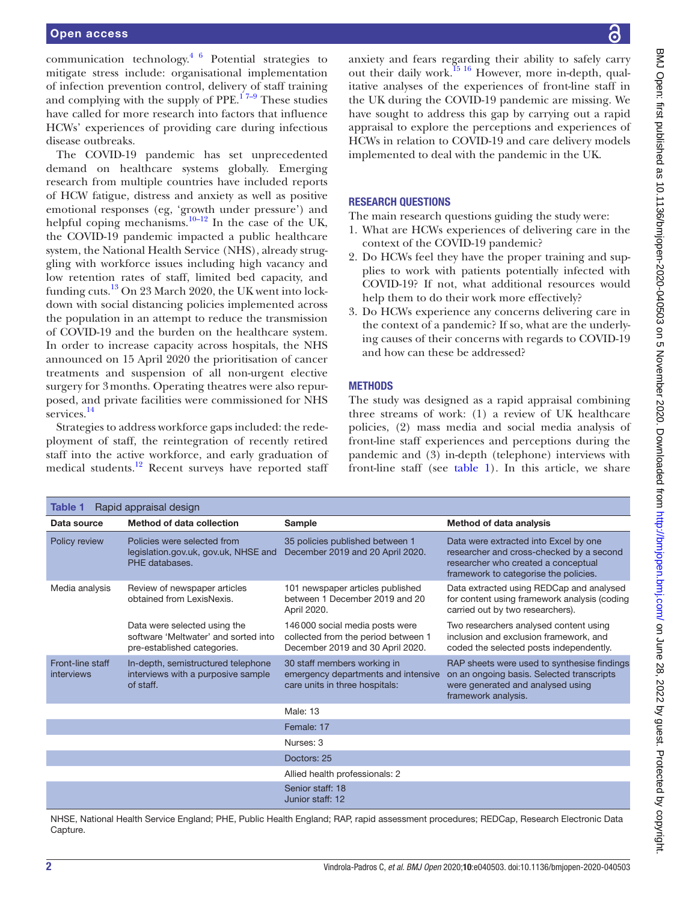communication technology.[4 6] Potential strategies to mitigate stress include: organisational implementation of infection prevention control, delivery of staff training and complying with the supply of PPE.[1 7–9] These studies have called for more research into factors that influence HCWs' experiences of providing care during infectious disease outbreaks.

The COVID-19 pandemic has set unprecedented demand on healthcare systems globally. Emerging research from multiple countries have included reports of HCW fatigue, distress and anxiety as well as positive emotional responses (eg, 'growth under pressure') and helpful coping mechanisms.[10–12] In the case of the UK, the COVID-19 pandemic impacted a public healthcare system, the National Health Service (NHS), already struggling with workforce issues including high vacancy and low retention rates of staff, limited bed capacity, and funding cuts.[13] On 23 March 2020, the UK went into lockdown with social distancing policies implemented across the population in an attempt to reduce the transmission of COVID-19 and the burden on the healthcare system. In order to increase capacity across hospitals, the NHS announced on 15 April 2020 the prioritisation of cancer treatments and suspension of all non-urgent elective surgery for 3 months. Operating theatres were also repurposed, and private facilities were commissioned for NHS services.[14]

Strategies to address workforce gaps included: the redeployment of staff, the reintegration of recently retired staff into the active workforce, and early graduation of medical students.[12] Recent surveys have reported staff anxiety and fears regarding their ability to safely carry out their daily work.[15 16] However, more in-depth, qualitative analyses of the experiences of front-line staff in the UK during the COVID-19 pandemic are missing. We have sought to address this gap by carrying out a rapid appraisal to explore the perceptions and experiences of HCWs in relation to COVID-19 and care delivery models implemented to deal with the pandemic in the UK.

## RESEARCH QUESTIONS

The main research questions guiding the study were:

1. What are HCWs experiences of delivering care in the context of the COVID-19 pandemic?
2. Do HCWs feel they have the proper training and supplies to work with patients potentially infected with COVID-19? If not, what additional resources would help them to do their work more effectively?
3. Do HCWs experience any concerns delivering care in the context of a pandemic? If so, what are the underlying causes of their concerns with regards to COVID-19 and how can these be addressed?

## METHODS

The study was designed as a rapid appraisal combining three streams of work: (1) a review of UK healthcare policies, (2) mass media and social media analysis of front-line staff experiences and perceptions during the pandemic and (3) in-depth (telephone) interviews with front-line staff (see table 1). In this article, we share

**Table 1** Rapid appraisal design

| Data source | Method of data collection | Sample | Method of data analysis |
|---|---|---|---|
| Policy review | Policies were selected from legislation.gov.uk, gov.uk, NHSE and PHE databases. | 35 policies published between 1 December 2019 and 20 April 2020. | Data were extracted into Excel by one researcher and cross-checked by a second researcher who created a conceptual framework to categorise the policies. |
| Media analysis | Review of newspaper articles obtained from LexisNexis. | 101 newspaper articles published between 1 December 2019 and 20 April 2020. | Data extracted using REDCap and analysed for content using framework analysis (coding carried out by two researchers). |
| | Data were selected using the software 'Meltwater' and sorted into pre-established categories. | 146 000 social media posts were collected from the period between 1 December 2019 and 30 April 2020. | Two researchers analysed content using inclusion and exclusion framework, and coded the selected posts independently. |
| Front-line staff interviews | In-depth, semistructured telephone interviews with a purposive sample of staff. | 30 staff members working in emergency departments and intensive care units in three hospitals: | RAP sheets were used to synthesise findings on an ongoing basis. Selected transcripts were generated and analysed using framework analysis. |
| | | Male: 13 | |
| | | Female: 17 | |
| | | Nurses: 3 | |
| | | Doctors: 25 | |
| | | Allied health professionals: 2 | |
| | | Senior staff: 18<br>Junior staff: 12 | |

NHSE, National Health Service England; PHE, Public Health England; RAP, rapid assessment procedures; REDCap, Research Electronic Data Capture.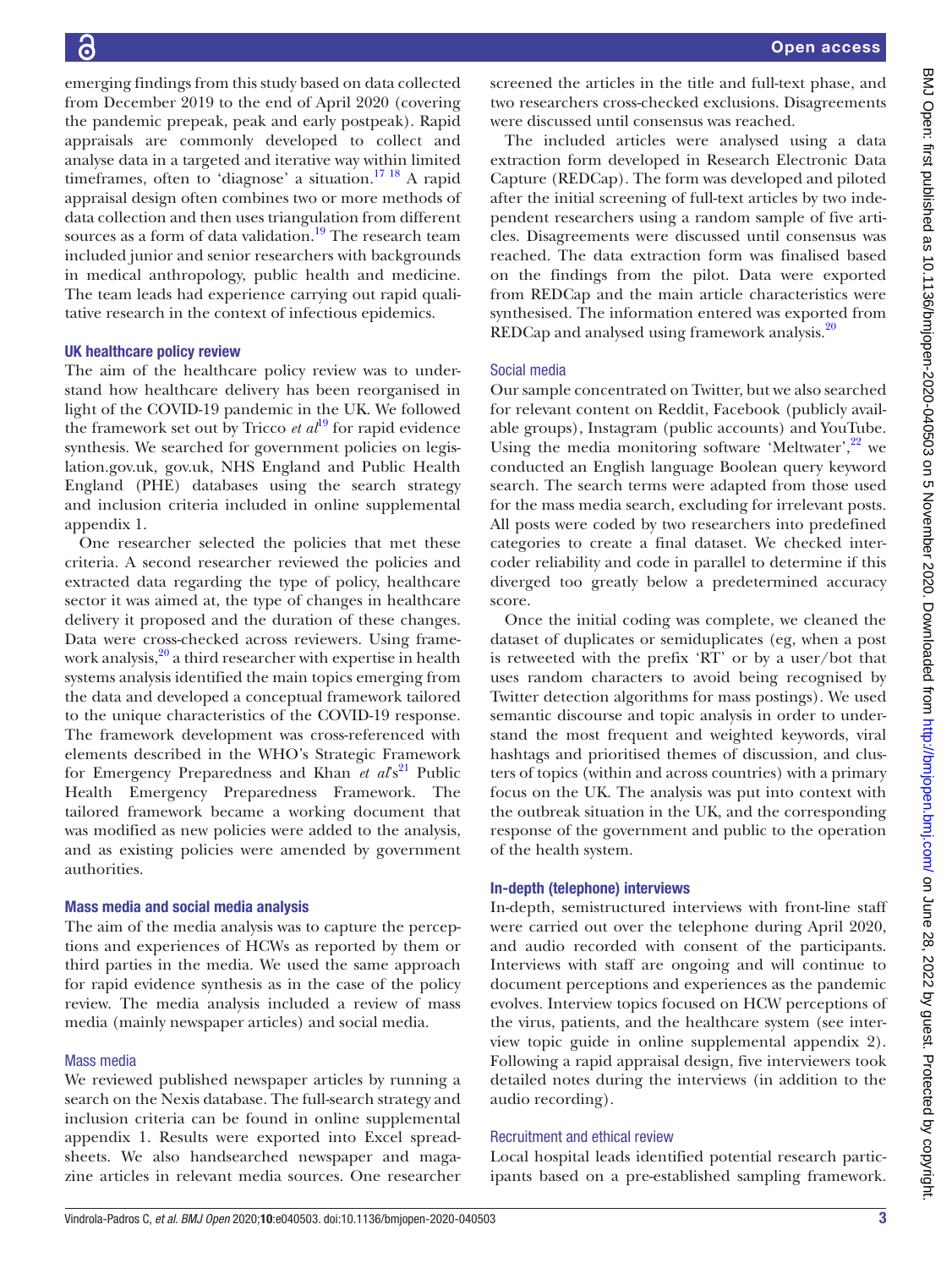emerging findings from this study based on data collected from December 2019 to the end of April 2020 (covering the pandemic prepeak, peak and early postpeak). Rapid appraisals are commonly developed to collect and analyse data in a targeted and iterative way within limited timeframes, often to 'diagnose' a situation.[17 18] A rapid appraisal design often combines two or more methods of data collection and then uses triangulation from different sources as a form of data validation.[19] The research team included junior and senior researchers with backgrounds in medical anthropology, public health and medicine. The team leads had experience carrying out rapid qualitative research in the context of infectious epidemics.

### UK healthcare policy review

The aim of the healthcare policy review was to understand how healthcare delivery has been reorganised in light of the COVID-19 pandemic in the UK. We followed the framework set out by Tricco *et al*[19] for rapid evidence synthesis. We searched for government policies on legislation.gov.uk, gov.uk, NHS England and Public Health England (PHE) databases using the search strategy and inclusion criteria included in online supplemental appendix 1.

One researcher selected the policies that met these criteria. A second researcher reviewed the policies and extracted data regarding the type of policy, healthcare sector it was aimed at, the type of changes in healthcare delivery it proposed and the duration of these changes. Data were cross-checked across reviewers. Using framework analysis,[20] a third researcher with expertise in health systems analysis identified the main topics emerging from the data and developed a conceptual framework tailored to the unique characteristics of the COVID-19 response. The framework development was cross-referenced with elements described in the WHO's Strategic Framework for Emergency Preparedness and Khan *et al*'s[21] Public Health Emergency Preparedness Framework. The tailored framework became a working document that was modified as new policies were added to the analysis, and as existing policies were amended by government authorities.

### Mass media and social media analysis

The aim of the media analysis was to capture the perceptions and experiences of HCWs as reported by them or third parties in the media. We used the same approach for rapid evidence synthesis as in the case of the policy review. The media analysis included a review of mass media (mainly newspaper articles) and social media.

#### Mass media

We reviewed published newspaper articles by running a search on the Nexis database. The full-search strategy and inclusion criteria can be found in online supplemental appendix 1. Results were exported into Excel spreadsheets. We also handsearched newspaper and magazine articles in relevant media sources. One researcher screened the articles in the title and full-text phase, and two researchers cross-checked exclusions. Disagreements were discussed until consensus was reached.

The included articles were analysed using a data extraction form developed in Research Electronic Data Capture (REDCap). The form was developed and piloted after the initial screening of full-text articles by two independent researchers using a random sample of five articles. Disagreements were discussed until consensus was reached. The data extraction form was finalised based on the findings from the pilot. Data were exported from REDCap and the main article characteristics were synthesised. The information entered was exported from REDCap and analysed using framework analysis.[20]

#### Social media

Our sample concentrated on Twitter, but we also searched for relevant content on Reddit, Facebook (publicly available groups), Instagram (public accounts) and YouTube. Using the media monitoring software 'Meltwater',[22] we conducted an English language Boolean query keyword search. The search terms were adapted from those used for the mass media search, excluding for irrelevant posts. All posts were coded by two researchers into predefined categories to create a final dataset. We checked intercoder reliability and code in parallel to determine if this diverged too greatly below a predetermined accuracy score.

Once the initial coding was complete, we cleaned the dataset of duplicates or semiduplicates (eg, when a post is retweeted with the prefix 'RT' or by a user/bot that uses random characters to avoid being recognised by Twitter detection algorithms for mass postings). We used semantic discourse and topic analysis in order to understand the most frequent and weighted keywords, viral hashtags and prioritised themes of discussion, and clusters of topics (within and across countries) with a primary focus on the UK. The analysis was put into context with the outbreak situation in the UK, and the corresponding response of the government and public to the operation of the health system.

### In-depth (telephone) interviews

In-depth, semistructured interviews with front-line staff were carried out over the telephone during April 2020, and audio recorded with consent of the participants. Interviews with staff are ongoing and will continue to document perceptions and experiences as the pandemic evolves. Interview topics focused on HCW perceptions of the virus, patients, and the healthcare system (see interview topic guide in online supplemental appendix 2). Following a rapid appraisal design, five interviewers took detailed notes during the interviews (in addition to the audio recording).

#### Recruitment and ethical review

Local hospital leads identified potential research participants based on a pre-established sampling framework.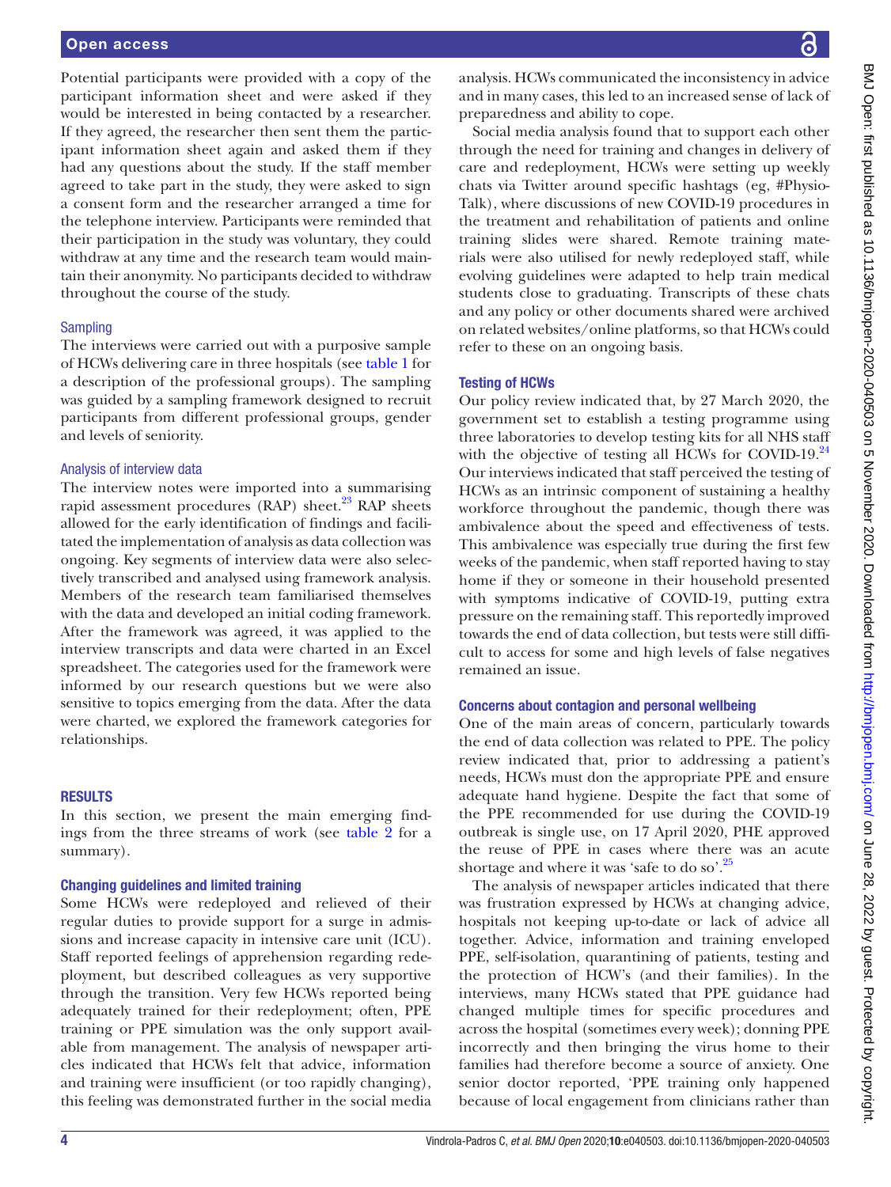Potential participants were provided with a copy of the participant information sheet and were asked if they would be interested in being contacted by a researcher. If they agreed, the researcher then sent them the participant information sheet again and asked them if they had any questions about the study. If the staff member agreed to take part in the study, they were asked to sign a consent form and the researcher arranged a time for the telephone interview. Participants were reminded that their participation in the study was voluntary, they could withdraw at any time and the research team would maintain their anonymity. No participants decided to withdraw throughout the course of the study.

### Sampling

The interviews were carried out with a purposive sample of HCWs delivering care in three hospitals (see table 1 for a description of the professional groups). The sampling was guided by a sampling framework designed to recruit participants from different professional groups, gender and levels of seniority.

### Analysis of interview data

The interview notes were imported into a summarising rapid assessment procedures (RAP) sheet.[23] RAP sheets allowed for the early identification of findings and facilitated the implementation of analysis as data collection was ongoing. Key segments of interview data were also selectively transcribed and analysed using framework analysis. Members of the research team familiarised themselves with the data and developed an initial coding framework. After the framework was agreed, it was applied to the interview transcripts and data were charted in an Excel spreadsheet. The categories used for the framework were informed by our research questions but we were also sensitive to topics emerging from the data. After the data were charted, we explored the framework categories for relationships.

## RESULTS

In this section, we present the main emerging findings from the three streams of work (see table 2 for a summary).

### Changing guidelines and limited training

Some HCWs were redeployed and relieved of their regular duties to provide support for a surge in admissions and increase capacity in intensive care unit (ICU). Staff reported feelings of apprehension regarding redeployment, but described colleagues as very supportive through the transition. Very few HCWs reported being adequately trained for their redeployment; often, PPE training or PPE simulation was the only support available from management. The analysis of newspaper articles indicated that HCWs felt that advice, information and training were insufficient (or too rapidly changing), this feeling was demonstrated further in the social media analysis. HCWs communicated the inconsistency in advice and in many cases, this led to an increased sense of lack of preparedness and ability to cope.

Social media analysis found that to support each other through the need for training and changes in delivery of care and redeployment, HCWs were setting up weekly chats via Twitter around specific hashtags (eg, #PhysioTalk), where discussions of new COVID-19 procedures in the treatment and rehabilitation of patients and online training slides were shared. Remote training materials were also utilised for newly redeployed staff, while evolving guidelines were adapted to help train medical students close to graduating. Transcripts of these chats and any policy or other documents shared were archived on related websites/online platforms, so that HCWs could refer to these on an ongoing basis.

### Testing of HCWs

Our policy review indicated that, by 27 March 2020, the government set to establish a testing programme using three laboratories to develop testing kits for all NHS staff with the objective of testing all HCWs for COVID-19.[24] Our interviews indicated that staff perceived the testing of HCWs as an intrinsic component of sustaining a healthy workforce throughout the pandemic, though there was ambivalence about the speed and effectiveness of tests. This ambivalence was especially true during the first few weeks of the pandemic, when staff reported having to stay home if they or someone in their household presented with symptoms indicative of COVID-19, putting extra pressure on the remaining staff. This reportedly improved towards the end of data collection, but tests were still difficult to access for some and high levels of false negatives remained an issue.

### Concerns about contagion and personal wellbeing

One of the main areas of concern, particularly towards the end of data collection was related to PPE. The policy review indicated that, prior to addressing a patient's needs, HCWs must don the appropriate PPE and ensure adequate hand hygiene. Despite the fact that some of the PPE recommended for use during the COVID-19 outbreak is single use, on 17 April 2020, PHE approved the reuse of PPE in cases where there was an acute shortage and where it was 'safe to do so'.[25]

The analysis of newspaper articles indicated that there was frustration expressed by HCWs at changing advice, hospitals not keeping up-to-date or lack of advice all together. Advice, information and training enveloped PPE, self-isolation, quarantining of patients, testing and the protection of HCW's (and their families). In the interviews, many HCWs stated that PPE guidance had changed multiple times for specific procedures and across the hospital (sometimes every week); donning PPE incorrectly and then bringing the virus home to their families had therefore become a source of anxiety. One senior doctor reported, 'PPE training only happened because of local engagement from clinicians rather than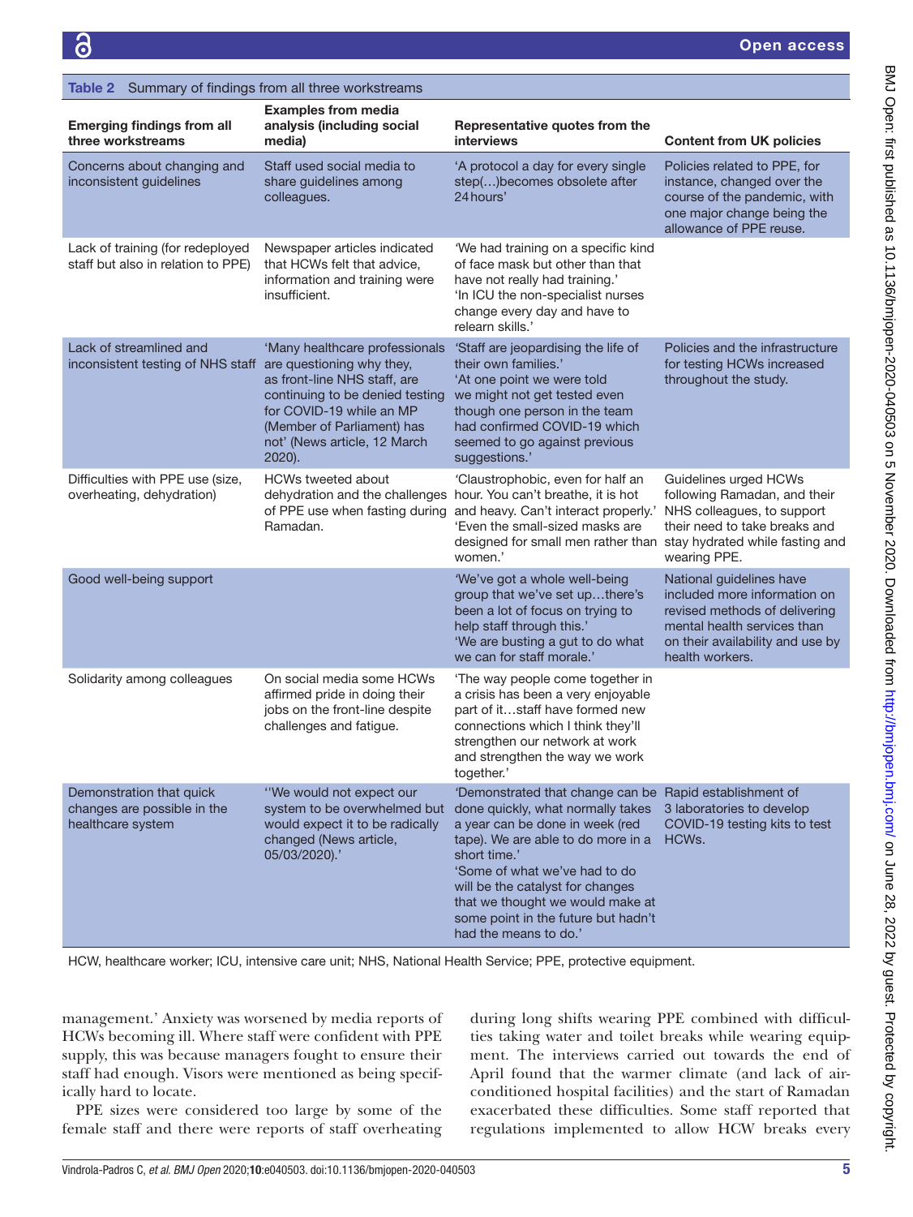Table 2 Summary of findings from all three workstreams

| Emerging findings from all three workstreams | Examples from media analysis (including social media) | Representative quotes from the interviews | Content from UK policies |
|---|---|---|---|
| Concerns about changing and inconsistent guidelines | Staff used social media to share guidelines among colleagues. | 'A protocol a day for every single step(…)becomes obsolete after 24 hours' | Policies related to PPE, for instance, changed over the course of the pandemic, with one major change being the allowance of PPE reuse. |
| Lack of training (for redeployed staff but also in relation to PPE) | Newspaper articles indicated that HCWs felt that advice, information and training were insufficient. | 'We had training on a specific kind of face mask but other than that have not really had training.' 'In ICU the non-specialist nurses change every day and have to relearn skills.' | |
| Lack of streamlined and inconsistent testing of NHS staff | 'Many healthcare professionals are questioning why they, as front-line NHS staff, are continuing to be denied testing for COVID-19 while an MP (Member of Parliament) has not' (News article, 12 March 2020). | 'Staff are jeopardising the life of their own families.' 'At one point we were told we might not get tested even though one person in the team had confirmed COVID-19 which seemed to go against previous suggestions.' | Policies and the infrastructure for testing HCWs increased throughout the study. |
| Difficulties with PPE use (size, overheating, dehydration) | HCWs tweeted about dehydration and the challenges of PPE use when fasting during Ramadan. | 'Claustrophobic, even for half an hour. You can't breathe, it is hot and heavy. Can't interact properly.' 'Even the small-sized masks are designed for small men rather than women.' | Guidelines urged HCWs following Ramadan, and their NHS colleagues, to support their need to take breaks and stay hydrated while fasting and wearing PPE. |
| Good well-being support | | 'We've got a whole well-being group that we've set up…there's been a lot of focus on trying to help staff through this.' 'We are busting a gut to do what we can for staff morale.' | National guidelines have included more information on revised methods of delivering mental health services than on their availability and use by health workers. |
| Solidarity among colleagues | On social media some HCWs affirmed pride in doing their jobs on the front-line despite challenges and fatigue. | 'The way people come together in a crisis has been a very enjoyable part of it…staff have formed new connections which I think they'll strengthen our network at work and strengthen the way we work together.' | |
| Demonstration that quick changes are possible in the healthcare system | ''We would not expect our system to be overwhelmed but would expect it to be radically changed (News article, 05/03/2020).' | 'Demonstrated that change can be done quickly, what normally takes a year can be done in week (red tape). We are able to do more in a short time.' 'Some of what we've had to do will be the catalyst for changes that we thought we would make at some point in the future but hadn't had the means to do.' | Rapid establishment of 3 laboratories to develop COVID-19 testing kits to test HCWs. |

HCW, healthcare worker; ICU, intensive care unit; NHS, National Health Service; PPE, protective equipment.

management.' Anxiety was worsened by media reports of HCWs becoming ill. Where staff were confident with PPE supply, this was because managers fought to ensure their staff had enough. Visors were mentioned as being specifically hard to locate.

PPE sizes were considered too large by some of the female staff and there were reports of staff overheating during long shifts wearing PPE combined with difficulties taking water and toilet breaks while wearing equipment. The interviews carried out towards the end of April found that the warmer climate (and lack of air-conditioned hospital facilities) and the start of Ramadan exacerbated these difficulties. Some staff reported that regulations implemented to allow HCW breaks every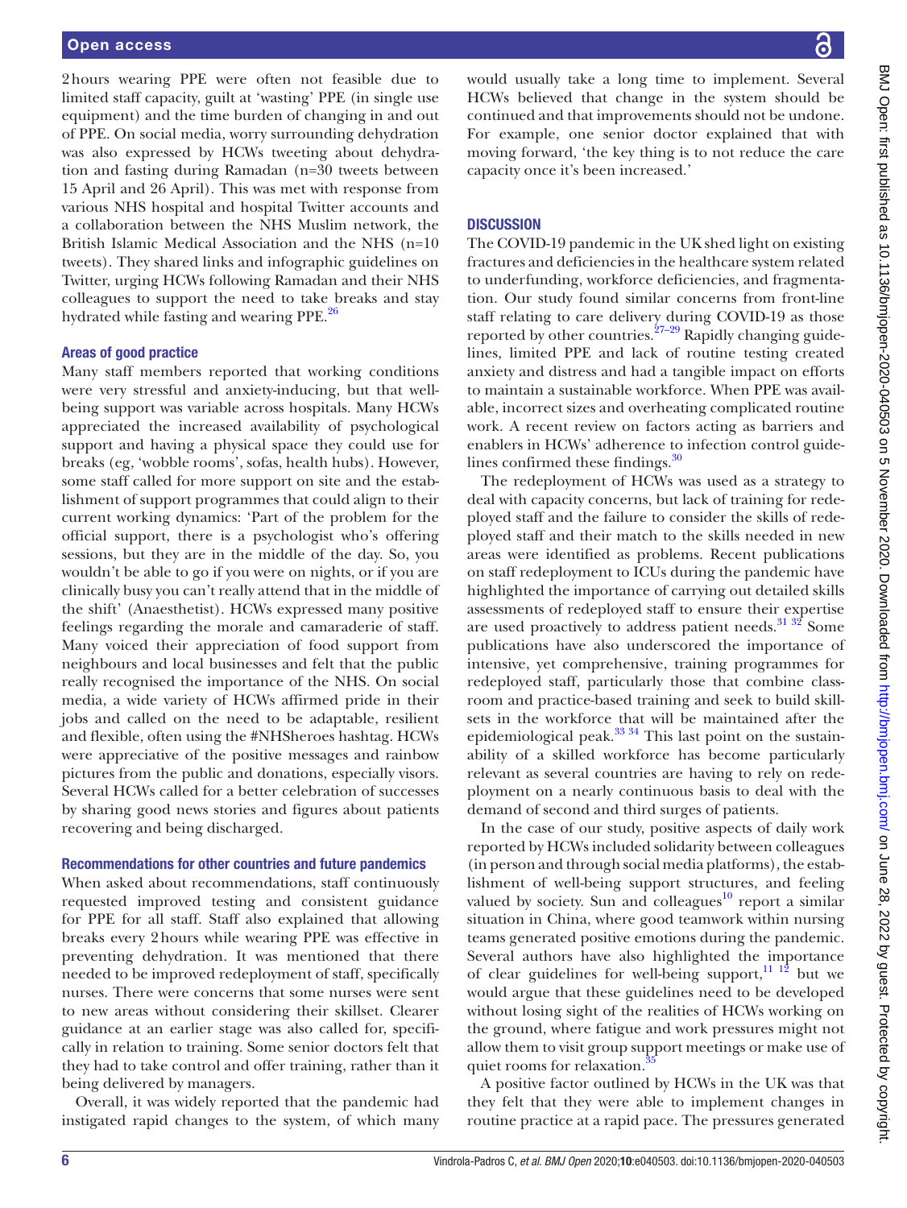2 hours wearing PPE were often not feasible due to limited staff capacity, guilt at 'wasting' PPE (in single use equipment) and the time burden of changing in and out of PPE. On social media, worry surrounding dehydration was also expressed by HCWs tweeting about dehydration and fasting during Ramadan (n=30 tweets between 15 April and 26 April). This was met with response from various NHS hospital and hospital Twitter accounts and a collaboration between the NHS Muslim network, the British Islamic Medical Association and the NHS (n=10 tweets). They shared links and infographic guidelines on Twitter, urging HCWs following Ramadan and their NHS colleagues to support the need to take breaks and stay hydrated while fasting and wearing PPE.[26]

### Areas of good practice

Many staff members reported that working conditions were very stressful and anxiety-inducing, but that well-being support was variable across hospitals. Many HCWs appreciated the increased availability of psychological support and having a physical space they could use for breaks (eg, 'wobble rooms', sofas, health hubs). However, some staff called for more support on site and the establishment of support programmes that could align to their current working dynamics: 'Part of the problem for the official support, there is a psychologist who's offering sessions, but they are in the middle of the day. So, you wouldn't be able to go if you were on nights, or if you are clinically busy you can't really attend that in the middle of the shift' (Anaesthetist). HCWs expressed many positive feelings regarding the morale and camaraderie of staff. Many voiced their appreciation of food support from neighbours and local businesses and felt that the public really recognised the importance of the NHS. On social media, a wide variety of HCWs affirmed pride in their jobs and called on the need to be adaptable, resilient and flexible, often using the #NHSheroes hashtag. HCWs were appreciative of the positive messages and rainbow pictures from the public and donations, especially visors. Several HCWs called for a better celebration of successes by sharing good news stories and figures about patients recovering and being discharged.

### Recommendations for other countries and future pandemics

When asked about recommendations, staff continuously requested improved testing and consistent guidance for PPE for all staff. Staff also explained that allowing breaks every 2 hours while wearing PPE was effective in preventing dehydration. It was mentioned that there needed to be improved redeployment of staff, specifically nurses. There were concerns that some nurses were sent to new areas without considering their skillset. Clearer guidance at an earlier stage was also called for, specifically in relation to training. Some senior doctors felt that they had to take control and offer training, rather than it being delivered by managers.

Overall, it was widely reported that the pandemic had instigated rapid changes to the system, of which many would usually take a long time to implement. Several HCWs believed that change in the system should be continued and that improvements should not be undone. For example, one senior doctor explained that with moving forward, 'the key thing is to not reduce the care capacity once it's been increased.'

## DISCUSSION

The COVID-19 pandemic in the UK shed light on existing fractures and deficiencies in the healthcare system related to underfunding, workforce deficiencies, and fragmentation. Our study found similar concerns from front-line staff relating to care delivery during COVID-19 as those reported by other countries.[27–29] Rapidly changing guidelines, limited PPE and lack of routine testing created anxiety and distress and had a tangible impact on efforts to maintain a sustainable workforce. When PPE was available, incorrect sizes and overheating complicated routine work. A recent review on factors acting as barriers and enablers in HCWs' adherence to infection control guidelines confirmed these findings.[30]

The redeployment of HCWs was used as a strategy to deal with capacity concerns, but lack of training for redeployed staff and the failure to consider the skills of redeployed staff and their match to the skills needed in new areas were identified as problems. Recent publications on staff redeployment to ICUs during the pandemic have highlighted the importance of carrying out detailed skills assessments of redeployed staff to ensure their expertise are used proactively to address patient needs.[31 32] Some publications have also underscored the importance of intensive, yet comprehensive, training programmes for redeployed staff, particularly those that combine classroom and practice-based training and seek to build skillsets in the workforce that will be maintained after the epidemiological peak.[33 34] This last point on the sustainability of a skilled workforce has become particularly relevant as several countries are having to rely on redeployment on a nearly continuous basis to deal with the demand of second and third surges of patients.

In the case of our study, positive aspects of daily work reported by HCWs included solidarity between colleagues (in person and through social media platforms), the establishment of well-being support structures, and feeling valued by society. Sun and colleagues[10] report a similar situation in China, where good teamwork within nursing teams generated positive emotions during the pandemic. Several authors have also highlighted the importance of clear guidelines for well-being support,[11 12] but we would argue that these guidelines need to be developed without losing sight of the realities of HCWs working on the ground, where fatigue and work pressures might not allow them to visit group support meetings or make use of quiet rooms for relaxation.[35]

A positive factor outlined by HCWs in the UK was that they felt that they were able to implement changes in routine practice at a rapid pace. The pressures generated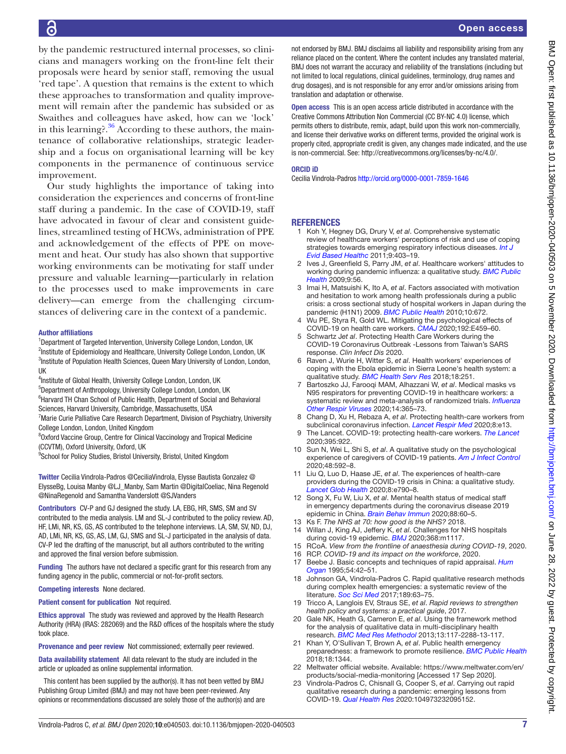by the pandemic restructured internal processes, so clinicians and managers working on the front-line felt their proposals were heard by senior staff, removing the usual 'red tape'. A question that remains is the extent to which these approaches to transformation and quality improvement will remain after the pandemic has subsided or as Swaithes and colleagues have asked, how can we 'lock' in this learning?.[36] According to these authors, the maintenance of collaborative relationships, strategic leadership and a focus on organisational learning will be key components in the permanence of continuous service improvement.

Our study highlights the importance of taking into consideration the experiences and concerns of front-line staff during a pandemic. In the case of COVID-19, staff have advocated in favour of clear and consistent guidelines, streamlined testing of HCWs, administration of PPE and acknowledgement of the effects of PPE on movement and heat. Our study has also shown that supportive working environments can be motivating for staff under pressure and valuable learning—particularly in relation to the processes used to make improvements in care delivery—can emerge from the challenging circumstances of delivering care in the context of a pandemic.

**Author affiliations**

[1]Department of Targeted Intervention, University College London, London, UK
[2]Institute of Epidemiology and Healthcare, University College London, London, UK
[3]Institute of Population Health Sciences, Queen Mary University of London, London, UK
[4]Institute of Global Health, University College London, London, UK
[5]Department of Anthropology, University College London, London, UK
[6]Harvard TH Chan School of Public Health, Department of Social and Behavioral Sciences, Harvard University, Cambridge, Massachusetts, USA
[7]Marie Curie Palliative Care Research Department, Division of Psychiatry, University College London, London, United Kingdom
[8]Oxford Vaccine Group, Centre for Clinical Vaccinology and Tropical Medicine (CCVTM), Oxford University, Oxford, UK
[9]School for Policy Studies, Bristol University, Bristol, United Kingdom

**Twitter** Cecilia Vindrola-Padros @CeciliaVindrola, Elysse Bautista Gonzalez @ElysseBg, Louisa Manby @LJ_Manby, Sam Martin @DigitalCoeliac, Nina Regenold @NinaRegenold and Samantha Vanderslott @SJVanders

**Contributors** CV-P and GJ designed the study. LA, EBG, HR, SMS, SM and SV contributed to the media analysis. LM and SL-J contributed to the policy review. AD, HF, LMi, NR, KS, GS, AS contributed to the telephone interviews. LA, SM, SV, ND, DJ, AD, LMi, NR, KS, GS, AS, LM, GJ, SMS and SL-J participated in the analysis of data. CV-P led the drafting of the manuscript, but all authors contributed to the writing and approved the final version before submission.

**Funding** The authors have not declared a specific grant for this research from any funding agency in the public, commercial or not-for-profit sectors.

**Competing interests** None declared.

**Patient consent for publication** Not required.

**Ethics approval** The study was reviewed and approved by the Health Research Authority (HRA) (IRAS: 282069) and the R&D offices of the hospitals where the study took place.

**Provenance and peer review** Not commissioned; externally peer reviewed.

**Data availability statement** All data relevant to the study are included in the article or uploaded as online supplemental information.

This content has been supplied by the author(s). It has not been vetted by BMJ Publishing Group Limited (BMJ) and may not have been peer-reviewed. Any opinions or recommendations discussed are solely those of the author(s) and are not endorsed by BMJ. BMJ disclaims all liability and responsibility arising from any reliance placed on the content. Where the content includes any translated material, BMJ does not warrant the accuracy and reliability of the translations (including but not limited to local regulations, clinical guidelines, terminology, drug names and drug dosages), and is not responsible for any error and/or omissions arising from translation and adaptation or otherwise.

**Open access** This is an open access article distributed in accordance with the Creative Commons Attribution Non Commercial (CC BY-NC 4.0) license, which permits others to distribute, remix, adapt, build upon this work non-commercially, and license their derivative works on different terms, provided the original work is properly cited, appropriate credit is given, any changes made indicated, and the use is non-commercial. See: http://creativecommons.org/licenses/by-nc/4.0/.

**ORCID iD**

Cecilia Vindrola-Padros http://orcid.org/0000-0001-7859-1646

## REFERENCES

1. Koh Y, Hegney DG, Drury V, *et al*. Comprehensive systematic review of healthcare workers' perceptions of risk and use of coping strategies towards emerging respiratory infectious diseases. *Int J Evid Based Healthc* 2011;9:403–19.
2. Ives J, Greenfield S, Parry JM, *et al*. Healthcare workers' attitudes to working during pandemic influenza: a qualitative study. *BMC Public Health* 2009;9:56.
3. Imai H, Matsuishi K, Ito A, *et al*. Factors associated with motivation and hesitation to work among health professionals during a public crisis: a cross sectional study of hospital workers in Japan during the pandemic (H1N1) 2009. *BMC Public Health* 2010;10:672.
4. Wu PE, Styra R, Gold WL. Mitigating the psychological effects of COVID-19 on health care workers. *CMAJ* 2020;192:E459–60.
5. Schwartz J*et al*. Protecting Health Care Workers during the COVID-19 Coronavirus Outbreak -Lessons from Taiwan's SARS response. *Clin Infect Dis* 2020.
6. Raven J, Wurie H, Witter S, *et al*. Health workers' experiences of coping with the Ebola epidemic in Sierra Leone's health system: a qualitative study. *BMC Health Serv Res* 2018;18:251.
7. Bartoszko JJ, Farooqi MAM, Alhazzani W, *et al*. Medical masks vs N95 respirators for preventing COVID-19 in healthcare workers: a systematic review and meta-analysis of randomized trials. *Influenza Other Respir Viruses* 2020;14:365–73.
8. Chang D, Xu H, Rebaza A, *et al*. Protecting health-care workers from subclinical coronavirus infection. *Lancet Respir Med* 2020;8:e13.
9. The Lancet. COVID-19: protecting health-care workers. *The Lancet* 2020;395:922.
10. Sun N, Wei L, Shi S, *et al*. A qualitative study on the psychological experience of caregivers of COVID-19 patients. *Am J Infect Control* 2020;48:592–8.
11. Liu Q, Luo D, Haase JE, *et al*. The experiences of health-care providers during the COVID-19 crisis in China: a qualitative study. *Lancet Glob Health* 2020;8:e790–8.
12. Song X, Fu W, Liu X, *et al*. Mental health status of medical staff in emergency departments during the coronavirus disease 2019 epidemic in China. *Brain Behav Immun* 2020;88:60–5.
13. Ks F. *The NHS at 70: how good is the NHS?* 2018.
14. Willan J, King AJ, Jeffery K, *et al*. Challenges for NHS hospitals during covid-19 epidemic. *BMJ* 2020;368:m1117.
15. RCoA. *View from the frontline of anaesthesia during COVID-19*, 2020.
16. RCP. *COVID-19 and its impact on the workforce*, 2020.
17. Beebe J. Basic concepts and techniques of rapid appraisal. *Hum Organ* 1995;54:42–51.
18. Johnson GA, Vindrola-Padros C. Rapid qualitative research methods during complex health emergencies: a systematic review of the literature. *Soc Sci Med* 2017;189:63–75.
19. Tricco A, Langlois EV, Straus SE, *et al*. *Rapid reviews to strengthen health policy and systems: a practical guide*, 2017.
20. Gale NK, Heath G, Cameron E, *et al*. Using the framework method for the analysis of qualitative data in multi-disciplinary health research. *BMC Med Res Methodol* 2013;13:117-2288-13-117.
21. Khan Y, O'Sullivan T, Brown A, *et al*. Public health emergency preparedness: a framework to promote resilience. *BMC Public Health* 2018;18:1344.
22. Meltwater official website. Available: https://www.meltwater.com/en/products/social-media-monitoring [Accessed 17 Sep 2020].
23. Vindrola-Padros C, Chisnall G, Cooper S, *et al*. Carrying out rapid qualitative research during a pandemic: emerging lessons from COVID-19. *Qual Health Res* 2020:104973232095152.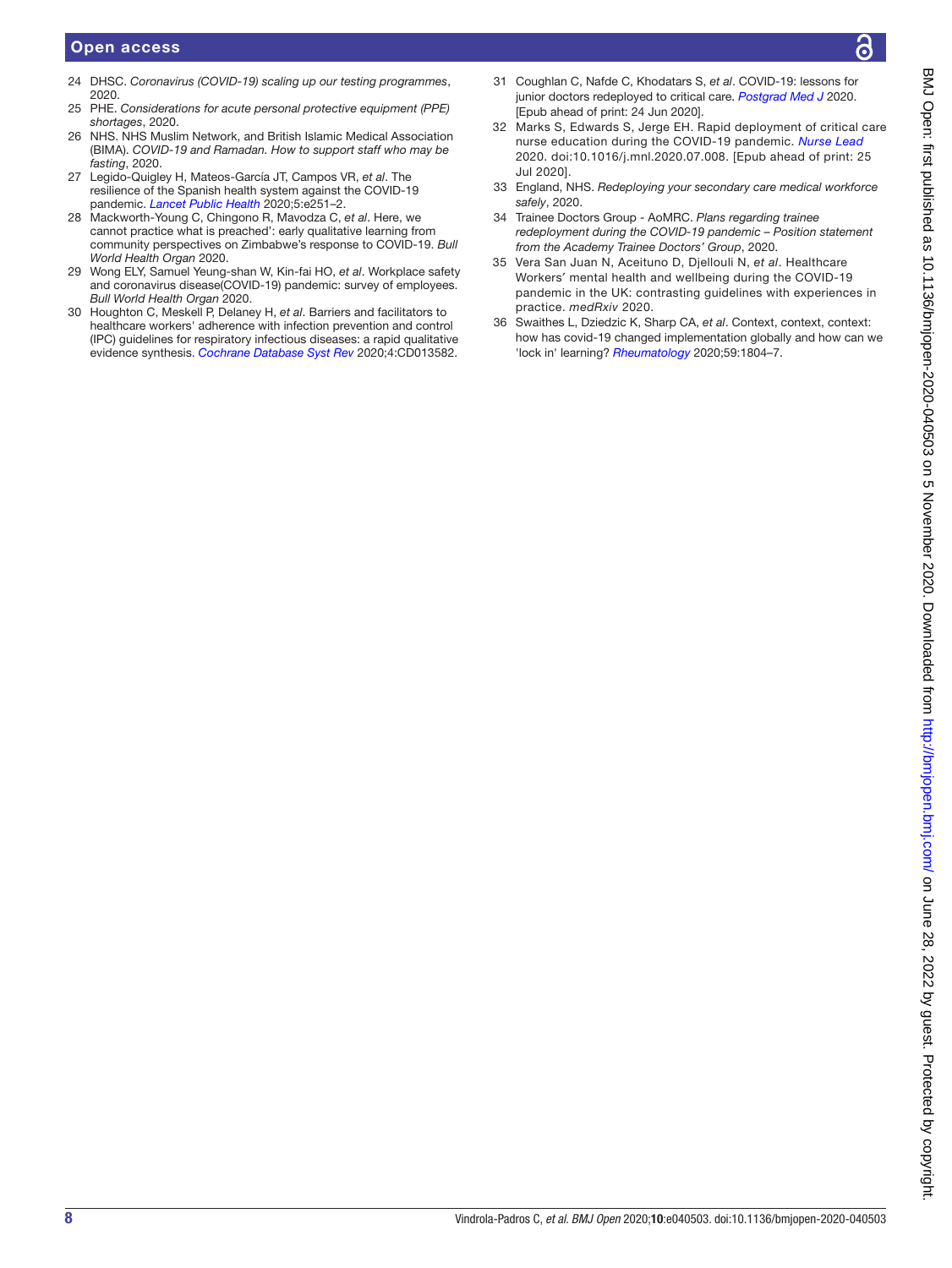24 DHSC. *Coronavirus (COVID-19) scaling up our testing programmes*, 2020.

25 PHE. *Considerations for acute personal protective equipment (PPE) shortages*, 2020.

26 NHS. NHS Muslim Network, and British Islamic Medical Association (BIMA). *COVID-19 and Ramadan. How to support staff who may be fasting*, 2020.

27 Legido-Quigley H, Mateos-García JT, Campos VR, *et al*. The resilience of the Spanish health system against the COVID-19 pandemic. *Lancet Public Health* 2020;5:e251–2.

28 Mackworth-Young C, Chingono R, Mavodza C, *et al*. Here, we cannot practice what is preached': early qualitative learning from community perspectives on Zimbabwe's response to COVID-19. *Bull World Health Organ* 2020.

29 Wong ELY, Samuel Yeung-shan W, Kin-fai HO, *et al*. Workplace safety and coronavirus disease(COVID-19) pandemic: survey of employees. *Bull World Health Organ* 2020.

30 Houghton C, Meskell P, Delaney H, *et al*. Barriers and facilitators to healthcare workers' adherence with infection prevention and control (IPC) guidelines for respiratory infectious diseases: a rapid qualitative evidence synthesis. *Cochrane Database Syst Rev* 2020;4:CD013582.

31 Coughlan C, Nafde C, Khodatars S, *et al*. COVID-19: lessons for junior doctors redeployed to critical care. *Postgrad Med J* 2020. [Epub ahead of print: 24 Jun 2020].

32 Marks S, Edwards S, Jerge EH. Rapid deployment of critical care nurse education during the COVID-19 pandemic. *Nurse Lead* 2020. doi:10.1016/j.mnl.2020.07.008. [Epub ahead of print: 25 Jul 2020].

33 England, NHS. *Redeploying your secondary care medical workforce safely*, 2020.

34 Trainee Doctors Group - AoMRC. *Plans regarding trainee redeployment during the COVID-19 pandemic – Position statement from the Academy Trainee Doctors' Group*, 2020.

35 Vera San Juan N, Aceituno D, Djellouli N, *et al*. Healthcare Workers' mental health and wellbeing during the COVID-19 pandemic in the UK: contrasting guidelines with experiences in practice. *medRxiv* 2020.

36 Swaithes L, Dziedzic K, Sharp CA, *et al*. Context, context, context: how has covid-19 changed implementation globally and how can we 'lock in' learning? *Rheumatology* 2020;59:1804–7.